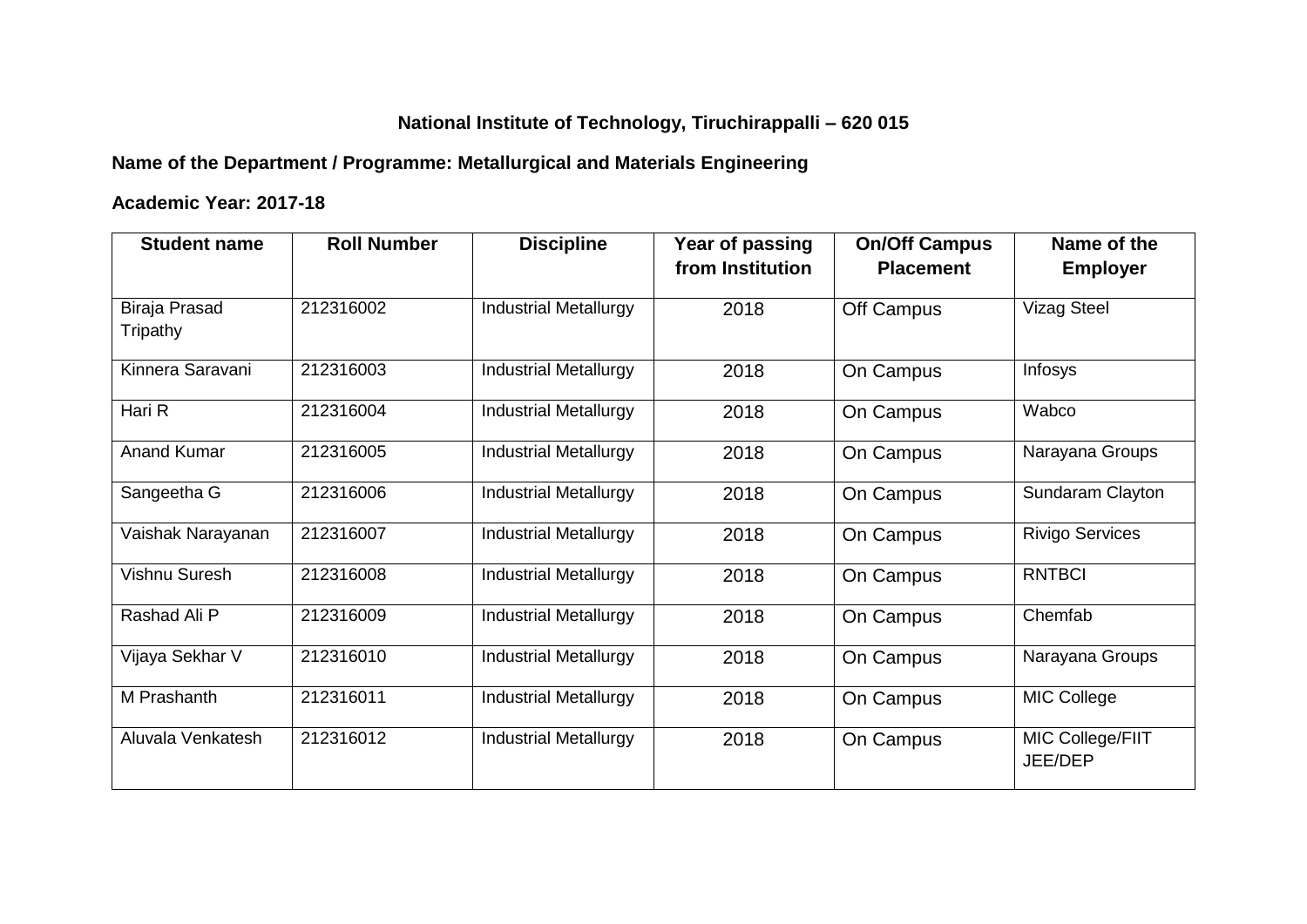**National Institute of Technology, Tiruchirappalli – 620 015**

**Name of the Department / Programme: Metallurgical and Materials Engineering**

**Academic Year: 2017-18**

| Student name | Roll Number | Discipline | Year of passing from Institution | On/Off Campus Placement | Name of the Employer |
|---|---|---|---|---|---|
| Biraja Prasad Tripathy | 212316002 | Industrial Metallurgy | 2018 | Off Campus | Vizag Steel |
| Kinnera Saravani | 212316003 | Industrial Metallurgy | 2018 | On Campus | Infosys |
| Hari R | 212316004 | Industrial Metallurgy | 2018 | On Campus | Wabco |
| Anand Kumar | 212316005 | Industrial Metallurgy | 2018 | On Campus | Narayana Groups |
| Sangeetha G | 212316006 | Industrial Metallurgy | 2018 | On Campus | Sundaram Clayton |
| Vaishak Narayanan | 212316007 | Industrial Metallurgy | 2018 | On Campus | Rivigo Services |
| Vishnu Suresh | 212316008 | Industrial Metallurgy | 2018 | On Campus | RNTBCI |
| Rashad Ali P | 212316009 | Industrial Metallurgy | 2018 | On Campus | Chemfab |
| Vijaya Sekhar V | 212316010 | Industrial Metallurgy | 2018 | On Campus | Narayana Groups |
| M Prashanth | 212316011 | Industrial Metallurgy | 2018 | On Campus | MIC College |
| Aluvala Venkatesh | 212316012 | Industrial Metallurgy | 2018 | On Campus | MIC College/FIIT JEE/DEP |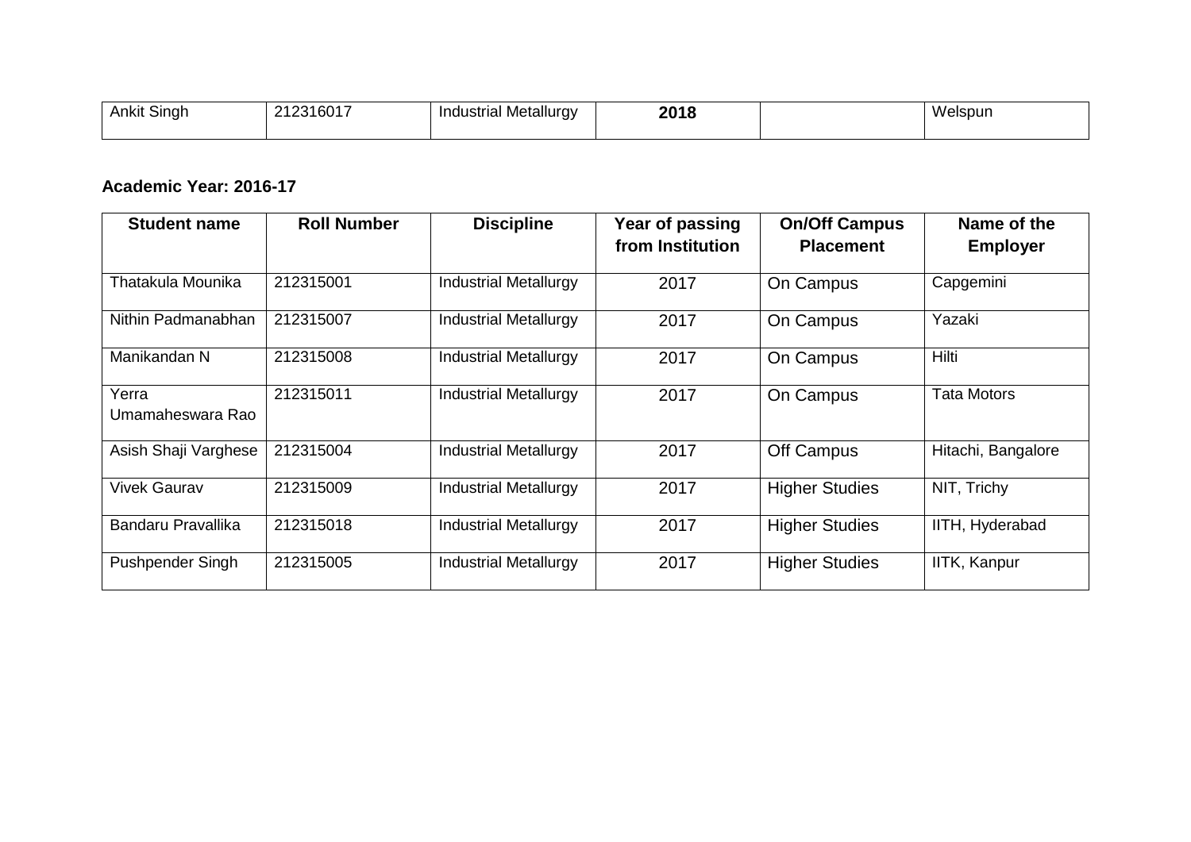| Ankit Singh | 212316017 | Industrial Metallurgy | **2018** | | Welspun |
|---|---|---|---|---|---|

**Academic Year: 2016-17**

| Student name | Roll Number | Discipline | Year of passing from Institution | On/Off Campus Placement | Name of the Employer |
|---|---|---|---|---|---|
| Thatakula Mounika | 212315001 | Industrial Metallurgy | 2017 | On Campus | Capgemini |
| Nithin Padmanabhan | 212315007 | Industrial Metallurgy | 2017 | On Campus | Yazaki |
| Manikandan N | 212315008 | Industrial Metallurgy | 2017 | On Campus | Hilti |
| Yerra Umamaheswara Rao | 212315011 | Industrial Metallurgy | 2017 | On Campus | Tata Motors |
| Asish Shaji Varghese | 212315004 | Industrial Metallurgy | 2017 | Off Campus | Hitachi, Bangalore |
| Vivek Gaurav | 212315009 | Industrial Metallurgy | 2017 | Higher Studies | NIT, Trichy |
| Bandaru Pravallika | 212315018 | Industrial Metallurgy | 2017 | Higher Studies | IITH, Hyderabad |
| Pushpender Singh | 212315005 | Industrial Metallurgy | 2017 | Higher Studies | IITK, Kanpur |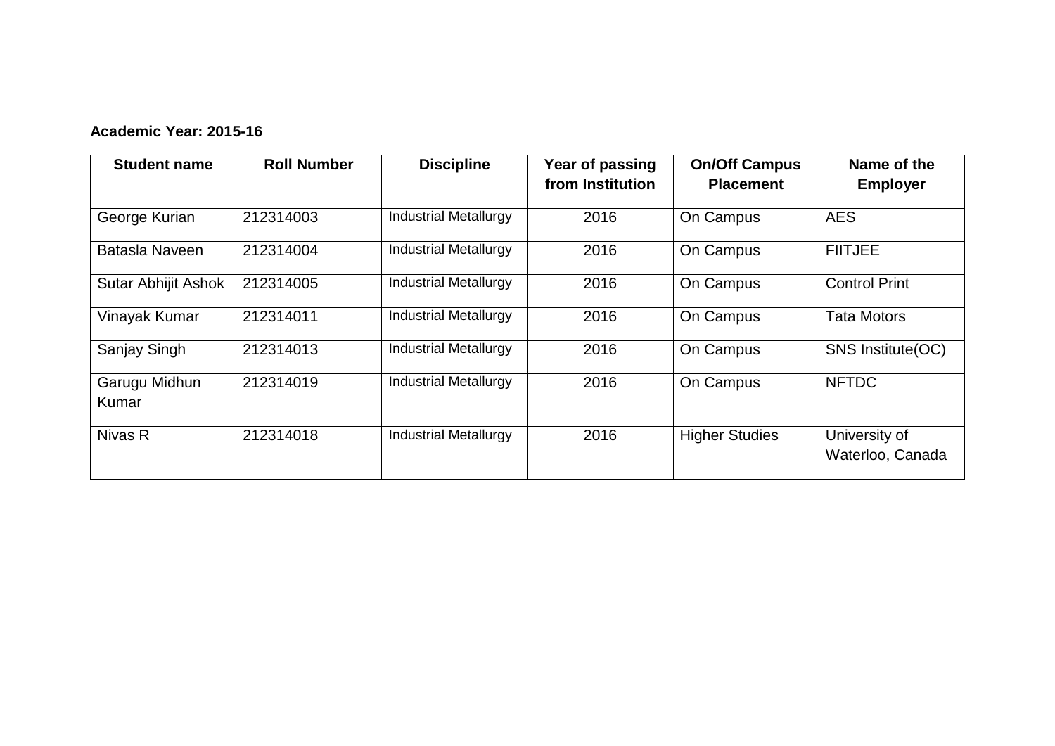**Academic Year: 2015-16**

| Student name | Roll Number | Discipline | Year of passing from Institution | On/Off Campus Placement | Name of the Employer |
|---|---|---|---|---|---|
| George Kurian | 212314003 | Industrial Metallurgy | 2016 | On Campus | AES |
| Batasla Naveen | 212314004 | Industrial Metallurgy | 2016 | On Campus | FIITJEE |
| Sutar Abhijit Ashok | 212314005 | Industrial Metallurgy | 2016 | On Campus | Control Print |
| Vinayak Kumar | 212314011 | Industrial Metallurgy | 2016 | On Campus | Tata Motors |
| Sanjay Singh | 212314013 | Industrial Metallurgy | 2016 | On Campus | SNS Institute(OC) |
| Garugu Midhun Kumar | 212314019 | Industrial Metallurgy | 2016 | On Campus | NFTDC |
| Nivas R | 212314018 | Industrial Metallurgy | 2016 | Higher Studies | University of Waterloo, Canada |